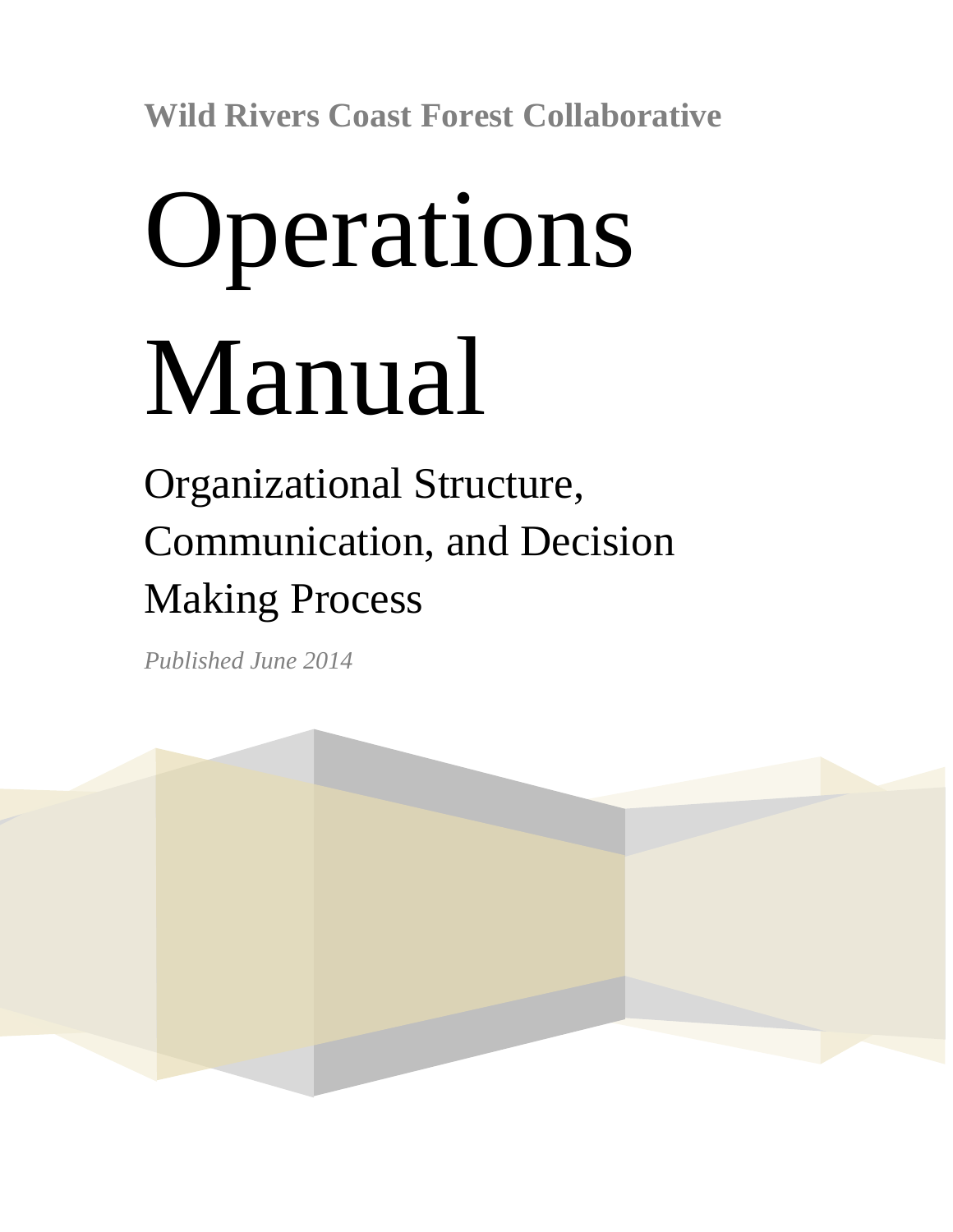**Wild Rivers Coast Forest Collaborative**

# Operations Manual

## Organizational Structure, Communication, and Decision Making Process

*Published June 2014*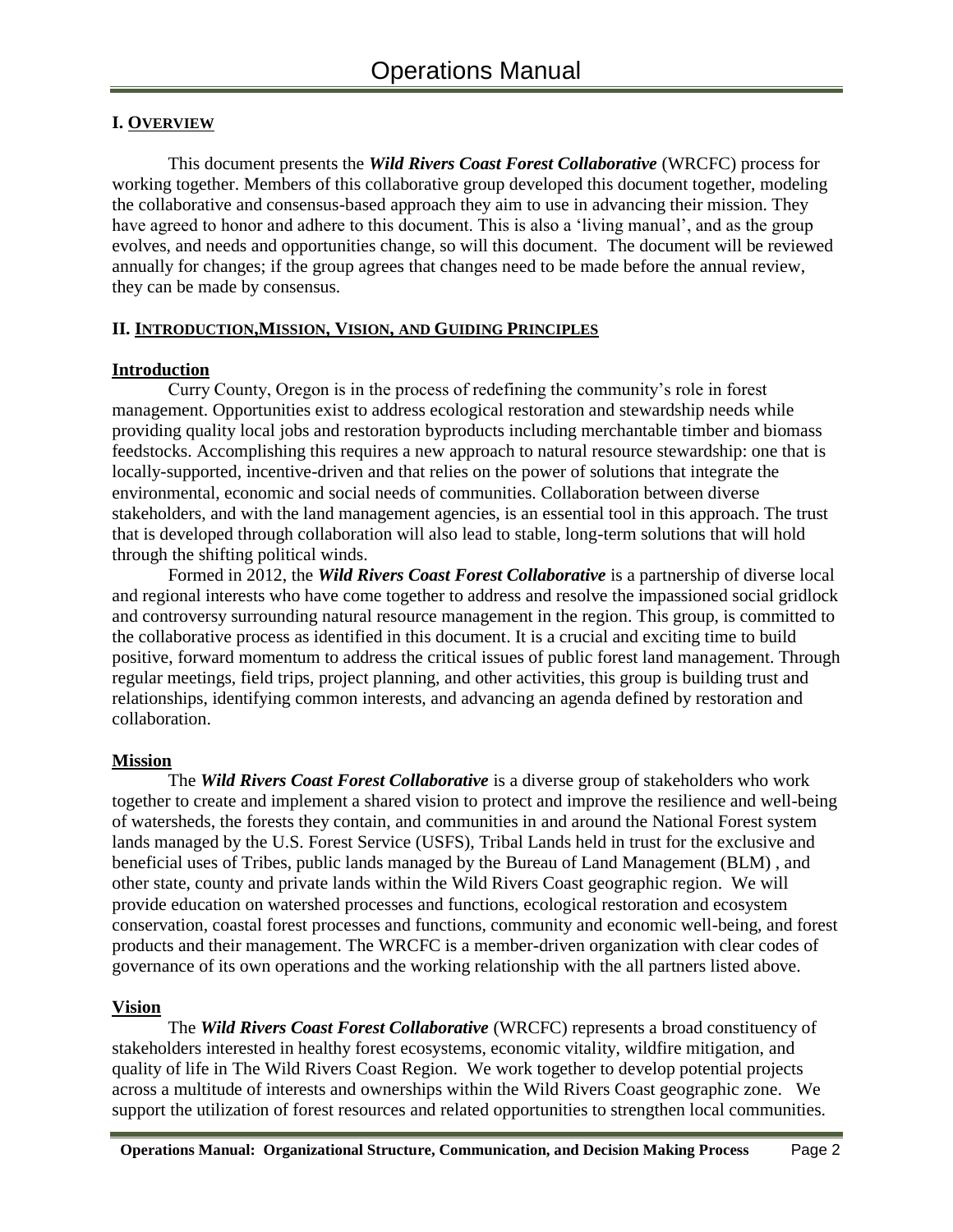## I. OVERVIEW

This document presents the ***Wild Rivers Coast Forest Collaborative*** (WRCFC) process for working together. Members of this collaborative group developed this document together, modeling the collaborative and consensus-based approach they aim to use in advancing their mission. They have agreed to honor and adhere to this document. This is also a 'living manual', and as the group evolves, and needs and opportunities change, so will this document. The document will be reviewed annually for changes; if the group agrees that changes need to be made before the annual review, they can be made by consensus.

## II. INTRODUCTION,MISSION, VISION, AND GUIDING PRINCIPLES

### Introduction

Curry County, Oregon is in the process of redefining the community's role in forest management. Opportunities exist to address ecological restoration and stewardship needs while providing quality local jobs and restoration byproducts including merchantable timber and biomass feedstocks. Accomplishing this requires a new approach to natural resource stewardship: one that is locally-supported, incentive-driven and that relies on the power of solutions that integrate the environmental, economic and social needs of communities. Collaboration between diverse stakeholders, and with the land management agencies, is an essential tool in this approach. The trust that is developed through collaboration will also lead to stable, long-term solutions that will hold through the shifting political winds.

Formed in 2012, the ***Wild Rivers Coast Forest Collaborative*** is a partnership of diverse local and regional interests who have come together to address and resolve the impassioned social gridlock and controversy surrounding natural resource management in the region. This group, is committed to the collaborative process as identified in this document. It is a crucial and exciting time to build positive, forward momentum to address the critical issues of public forest land management. Through regular meetings, field trips, project planning, and other activities, this group is building trust and relationships, identifying common interests, and advancing an agenda defined by restoration and collaboration.

### Mission

The ***Wild Rivers Coast Forest Collaborative*** is a diverse group of stakeholders who work together to create and implement a shared vision to protect and improve the resilience and well-being of watersheds, the forests they contain, and communities in and around the National Forest system lands managed by the U.S. Forest Service (USFS), Tribal Lands held in trust for the exclusive and beneficial uses of Tribes, public lands managed by the Bureau of Land Management (BLM) , and other state, county and private lands within the Wild Rivers Coast geographic region. We will provide education on watershed processes and functions, ecological restoration and ecosystem conservation, coastal forest processes and functions, community and economic well-being, and forest products and their management. The WRCFC is a member-driven organization with clear codes of governance of its own operations and the working relationship with the all partners listed above.

### Vision

The ***Wild Rivers Coast Forest Collaborative*** (WRCFC) represents a broad constituency of stakeholders interested in healthy forest ecosystems, economic vitality, wildfire mitigation, and quality of life in The Wild Rivers Coast Region. We work together to develop potential projects across a multitude of interests and ownerships within the Wild Rivers Coast geographic zone. We support the utilization of forest resources and related opportunities to strengthen local communities.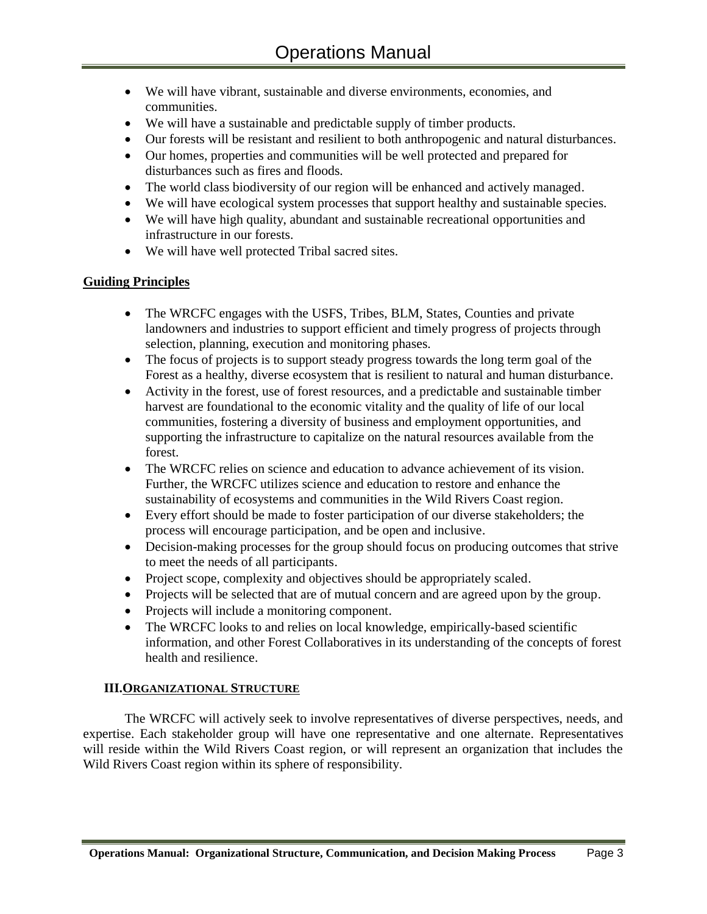- We will have vibrant, sustainable and diverse environments, economies, and communities.
- We will have a sustainable and predictable supply of timber products.
- Our forests will be resistant and resilient to both anthropogenic and natural disturbances.
- Our homes, properties and communities will be well protected and prepared for disturbances such as fires and floods.
- The world class biodiversity of our region will be enhanced and actively managed.
- We will have ecological system processes that support healthy and sustainable species.
- We will have high quality, abundant and sustainable recreational opportunities and infrastructure in our forests.
- We will have well protected Tribal sacred sites.

**Guiding Principles**

- The WRCFC engages with the USFS, Tribes, BLM, States, Counties and private landowners and industries to support efficient and timely progress of projects through selection, planning, execution and monitoring phases.
- The focus of projects is to support steady progress towards the long term goal of the Forest as a healthy, diverse ecosystem that is resilient to natural and human disturbance.
- Activity in the forest, use of forest resources, and a predictable and sustainable timber harvest are foundational to the economic vitality and the quality of life of our local communities, fostering a diversity of business and employment opportunities, and supporting the infrastructure to capitalize on the natural resources available from the forest.
- The WRCFC relies on science and education to advance achievement of its vision. Further, the WRCFC utilizes science and education to restore and enhance the sustainability of ecosystems and communities in the Wild Rivers Coast region.
- Every effort should be made to foster participation of our diverse stakeholders; the process will encourage participation, and be open and inclusive.
- Decision-making processes for the group should focus on producing outcomes that strive to meet the needs of all participants.
- Project scope, complexity and objectives should be appropriately scaled.
- Projects will be selected that are of mutual concern and are agreed upon by the group.
- Projects will include a monitoring component.
- The WRCFC looks to and relies on local knowledge, empirically-based scientific information, and other Forest Collaboratives in its understanding of the concepts of forest health and resilience.

## III. ORGANIZATIONAL STRUCTURE

The WRCFC will actively seek to involve representatives of diverse perspectives, needs, and expertise. Each stakeholder group will have one representative and one alternate. Representatives will reside within the Wild Rivers Coast region, or will represent an organization that includes the Wild Rivers Coast region within its sphere of responsibility.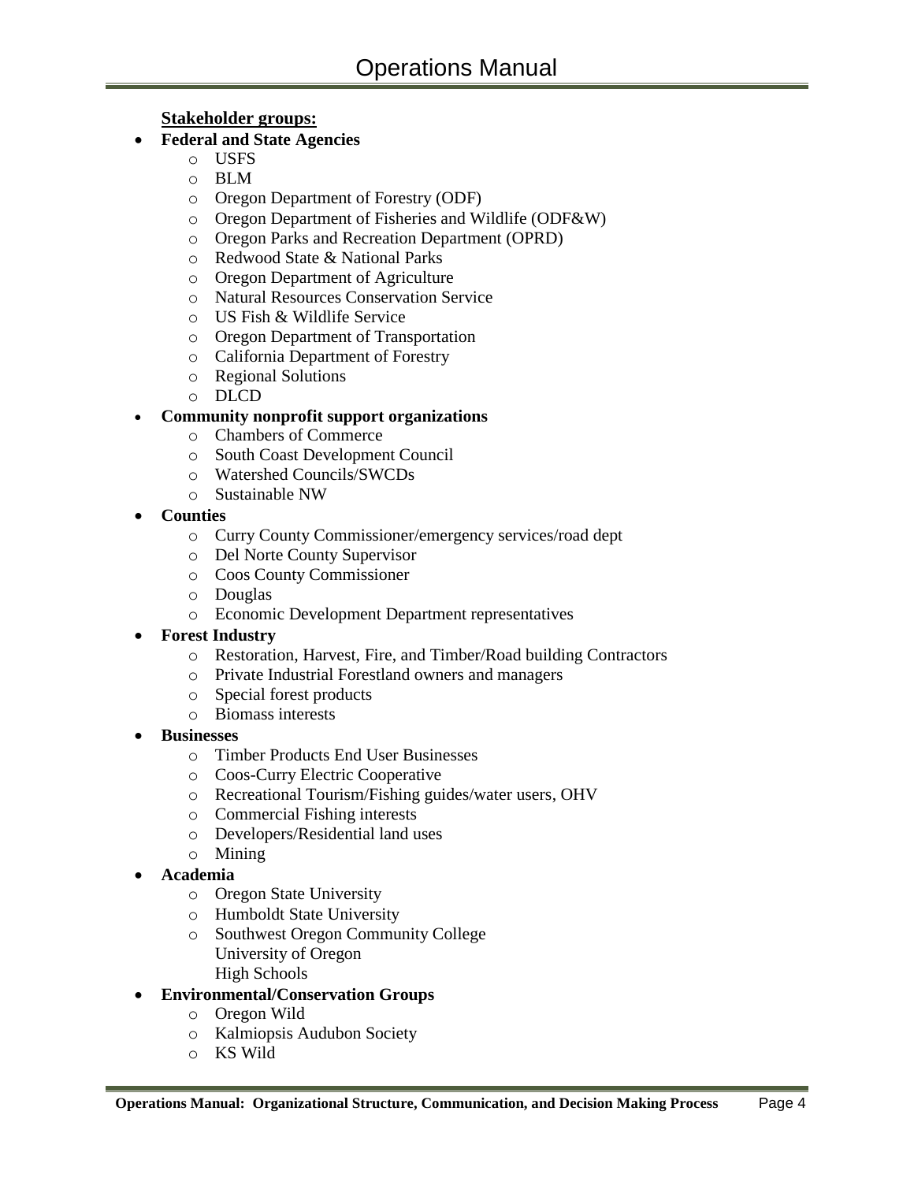**<u>Stakeholder groups:</u>**

- **Federal and State Agencies**
  - USFS
  - BLM
  - Oregon Department of Forestry (ODF)
  - Oregon Department of Fisheries and Wildlife (ODF&W)
  - Oregon Parks and Recreation Department (OPRD)
  - Redwood State & National Parks
  - Oregon Department of Agriculture
  - Natural Resources Conservation Service
  - US Fish & Wildlife Service
  - Oregon Department of Transportation
  - California Department of Forestry
  - Regional Solutions
  - DLCD
- **Community nonprofit support organizations**
  - Chambers of Commerce
  - South Coast Development Council
  - Watershed Councils/SWCDs
  - Sustainable NW
- **Counties**
  - Curry County Commissioner/emergency services/road dept
  - Del Norte County Supervisor
  - Coos County Commissioner
  - Douglas
  - Economic Development Department representatives
- **Forest Industry**
  - Restoration, Harvest, Fire, and Timber/Road building Contractors
  - Private Industrial Forestland owners and managers
  - Special forest products
  - Biomass interests
- **Businesses**
  - Timber Products End User Businesses
  - Coos-Curry Electric Cooperative
  - Recreational Tourism/Fishing guides/water users, OHV
  - Commercial Fishing interests
  - Developers/Residential land uses
  - Mining
- **Academia**
  - Oregon State University
  - Humboldt State University
  - Southwest Oregon Community College
    University of Oregon
    High Schools
- **Environmental/Conservation Groups**
  - Oregon Wild
  - Kalmiopsis Audubon Society
  - KS Wild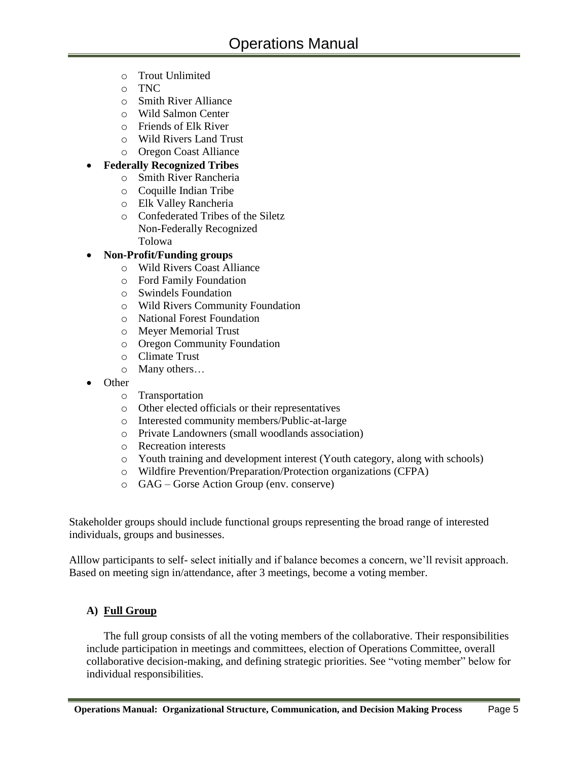- Trout Unlimited
  - TNC
  - Smith River Alliance
  - Wild Salmon Center
  - Friends of Elk River
  - Wild Rivers Land Trust
  - Oregon Coast Alliance
- **Federally Recognized Tribes**
  - Smith River Rancheria
  - Coquille Indian Tribe
  - Elk Valley Rancheria
  - Confederated Tribes of the Siletz
    Non-Federally Recognized
    Tolowa
- **Non-Profit/Funding groups**
  - Wild Rivers Coast Alliance
  - Ford Family Foundation
  - Swindels Foundation
  - Wild Rivers Community Foundation
  - National Forest Foundation
  - Meyer Memorial Trust
  - Oregon Community Foundation
  - Climate Trust
  - Many others…
- Other
  - Transportation
  - Other elected officials or their representatives
  - Interested community members/Public-at-large
  - Private Landowners (small woodlands association)
  - Recreation interests
  - Youth training and development interest (Youth category, along with schools)
  - Wildfire Prevention/Preparation/Protection organizations (CFPA)
  - GAG – Gorse Action Group (env. conserve)

Stakeholder groups should include functional groups representing the broad range of interested individuals, groups and businesses.

Alllow participants to self- select initially and if balance becomes a concern, we'll revisit approach. Based on meeting sign in/attendance, after 3 meetings, become a voting member.

### A) <u>Full Group</u>

The full group consists of all the voting members of the collaborative. Their responsibilities include participation in meetings and committees, election of Operations Committee, overall collaborative decision-making, and defining strategic priorities. See "voting member" below for individual responsibilities.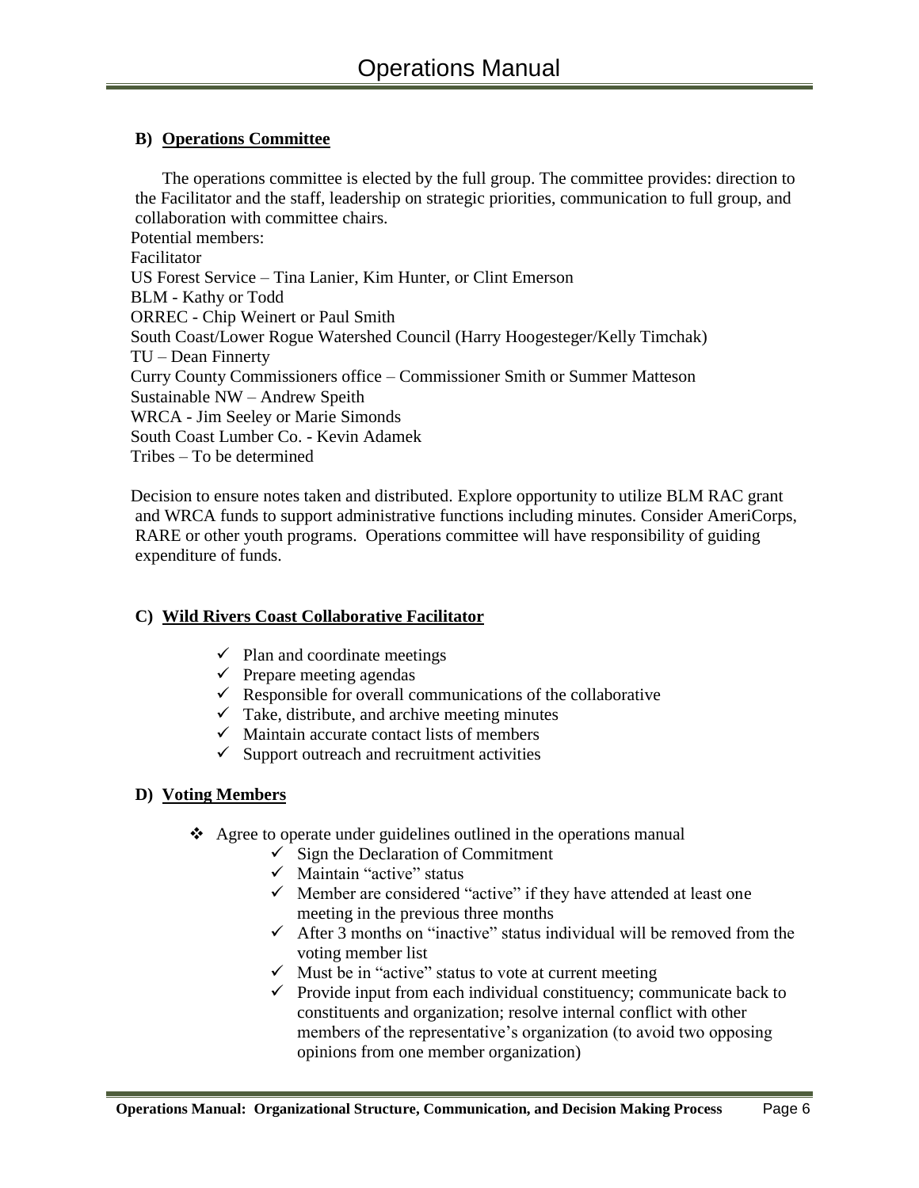## B) Operations Committee

The operations committee is elected by the full group. The committee provides: direction to the Facilitator and the staff, leadership on strategic priorities, communication to full group, and collaboration with committee chairs.

Potential members:
Facilitator
US Forest Service – Tina Lanier, Kim Hunter, or Clint Emerson
BLM - Kathy or Todd
ORREC - Chip Weinert or Paul Smith
South Coast/Lower Rogue Watershed Council (Harry Hoogesteger/Kelly Timchak)
TU – Dean Finnerty
Curry County Commissioners office – Commissioner Smith or Summer Matteson
Sustainable NW – Andrew Speith
WRCA - Jim Seeley or Marie Simonds
South Coast Lumber Co. - Kevin Adamek
Tribes – To be determined

Decision to ensure notes taken and distributed. Explore opportunity to utilize BLM RAC grant and WRCA funds to support administrative functions including minutes. Consider AmeriCorps, RARE or other youth programs. Operations committee will have responsibility of guiding expenditure of funds.

## C) Wild Rivers Coast Collaborative Facilitator

- ✓ Plan and coordinate meetings
- ✓ Prepare meeting agendas
- ✓ Responsible for overall communications of the collaborative
- ✓ Take, distribute, and archive meeting minutes
- ✓ Maintain accurate contact lists of members
- ✓ Support outreach and recruitment activities

## D) Voting Members

- ❖ Agree to operate under guidelines outlined in the operations manual
  - ✓ Sign the Declaration of Commitment
  - ✓ Maintain "active" status
  - ✓ Member are considered "active" if they have attended at least one meeting in the previous three months
  - ✓ After 3 months on "inactive" status individual will be removed from the voting member list
  - ✓ Must be in "active" status to vote at current meeting
  - ✓ Provide input from each individual constituency; communicate back to constituents and organization; resolve internal conflict with other members of the representative's organization (to avoid two opposing opinions from one member organization)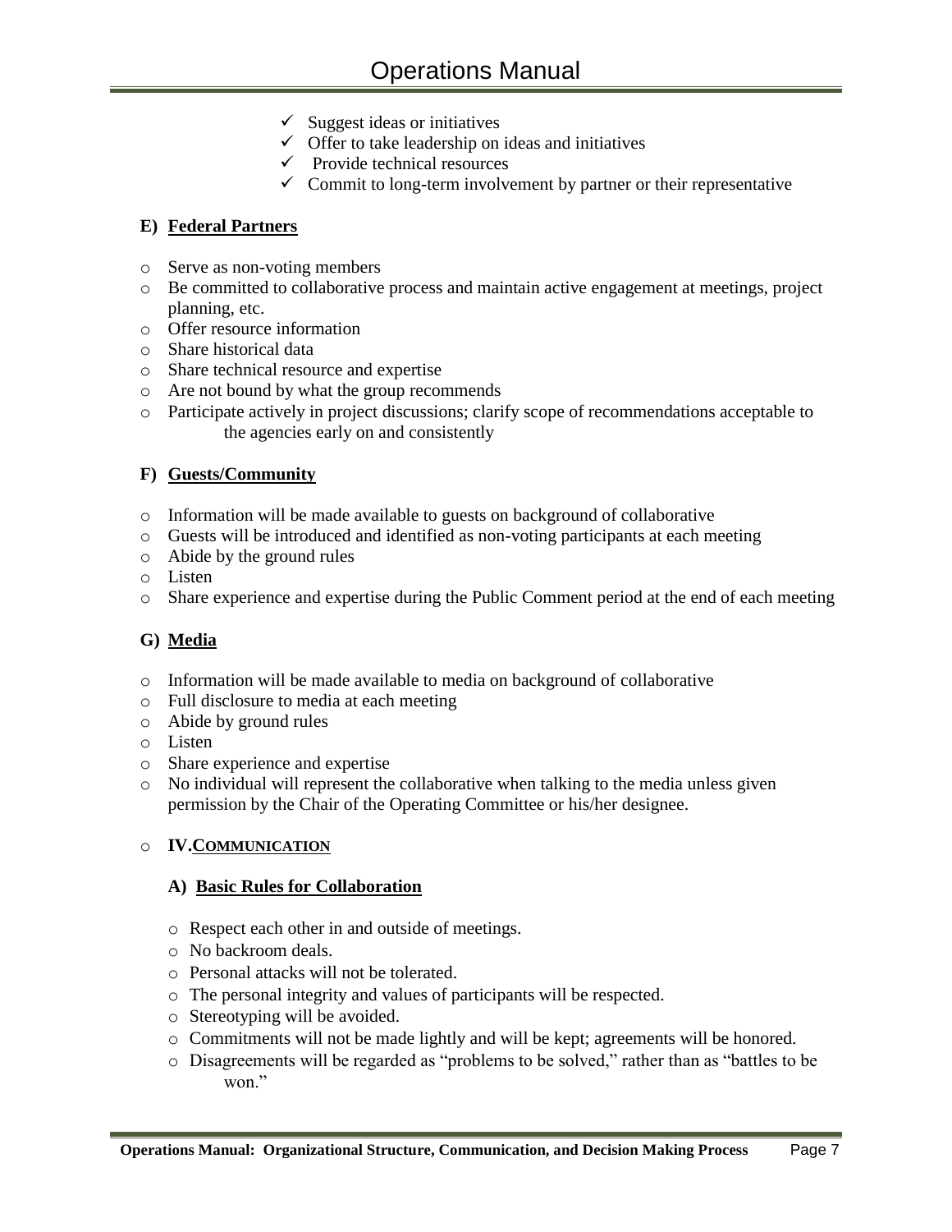- ✓ Suggest ideas or initiatives
- ✓ Offer to take leadership on ideas and initiatives
- ✓ Provide technical resources
- ✓ Commit to long-term involvement by partner or their representative

### E) Federal Partners

- Serve as non-voting members
- Be committed to collaborative process and maintain active engagement at meetings, project planning, etc.
- Offer resource information
- Share historical data
- Share technical resource and expertise
- Are not bound by what the group recommends
- Participate actively in project discussions; clarify scope of recommendations acceptable to the agencies early on and consistently

### F) Guests/Community

- Information will be made available to guests on background of collaborative
- Guests will be introduced and identified as non-voting participants at each meeting
- Abide by the ground rules
- Listen
- Share experience and expertise during the Public Comment period at the end of each meeting

### G) Media

- Information will be made available to media on background of collaborative
- Full disclosure to media at each meeting
- Abide by ground rules
- Listen
- Share experience and expertise
- No individual will represent the collaborative when talking to the media unless given permission by the Chair of the Operating Committee or his/her designee.

## IV. COMMUNICATION

### A) Basic Rules for Collaboration

- Respect each other in and outside of meetings.
- No backroom deals.
- Personal attacks will not be tolerated.
- The personal integrity and values of participants will be respected.
- Stereotyping will be avoided.
- Commitments will not be made lightly and will be kept; agreements will be honored.
- Disagreements will be regarded as "problems to be solved," rather than as "battles to be won."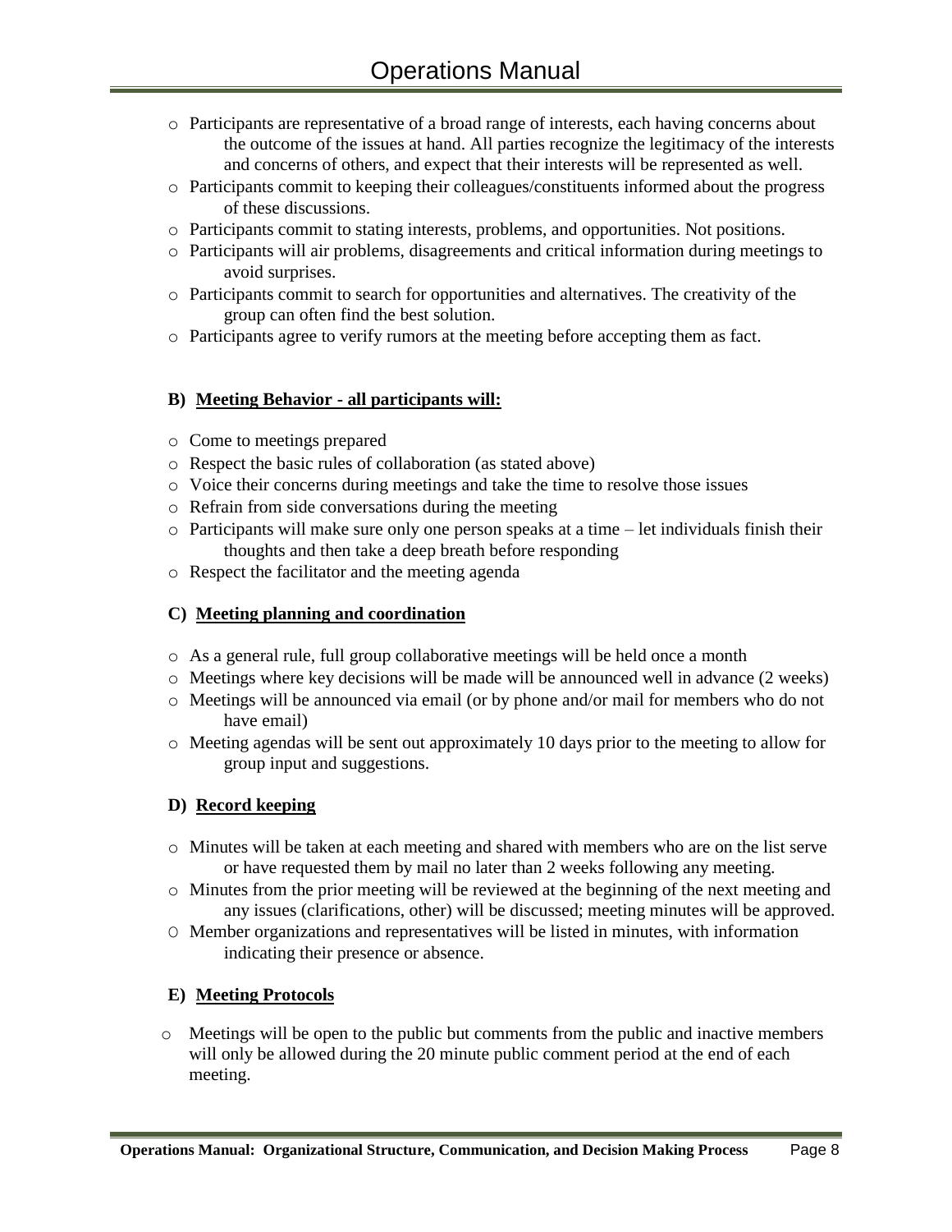- Participants are representative of a broad range of interests, each having concerns about the outcome of the issues at hand. All parties recognize the legitimacy of the interests and concerns of others, and expect that their interests will be represented as well.
- Participants commit to keeping their colleagues/constituents informed about the progress of these discussions.
- Participants commit to stating interests, problems, and opportunities. Not positions.
- Participants will air problems, disagreements and critical information during meetings to avoid surprises.
- Participants commit to search for opportunities and alternatives. The creativity of the group can often find the best solution.
- Participants agree to verify rumors at the meeting before accepting them as fact.

### B) <u>Meeting Behavior - all participants will:</u>

- Come to meetings prepared
- Respect the basic rules of collaboration (as stated above)
- Voice their concerns during meetings and take the time to resolve those issues
- Refrain from side conversations during the meeting
- Participants will make sure only one person speaks at a time – let individuals finish their thoughts and then take a deep breath before responding
- Respect the facilitator and the meeting agenda

### C) <u>Meeting planning and coordination</u>

- As a general rule, full group collaborative meetings will be held once a month
- Meetings where key decisions will be made will be announced well in advance (2 weeks)
- Meetings will be announced via email (or by phone and/or mail for members who do not have email)
- Meeting agendas will be sent out approximately 10 days prior to the meeting to allow for group input and suggestions.

### D) <u>Record keeping</u>

- Minutes will be taken at each meeting and shared with members who are on the list serve or have requested them by mail no later than 2 weeks following any meeting.
- Minutes from the prior meeting will be reviewed at the beginning of the next meeting and any issues (clarifications, other) will be discussed; meeting minutes will be approved.
- Member organizations and representatives will be listed in minutes, with information indicating their presence or absence.

### E) <u>Meeting Protocols</u>

- Meetings will be open to the public but comments from the public and inactive members will only be allowed during the 20 minute public comment period at the end of each meeting.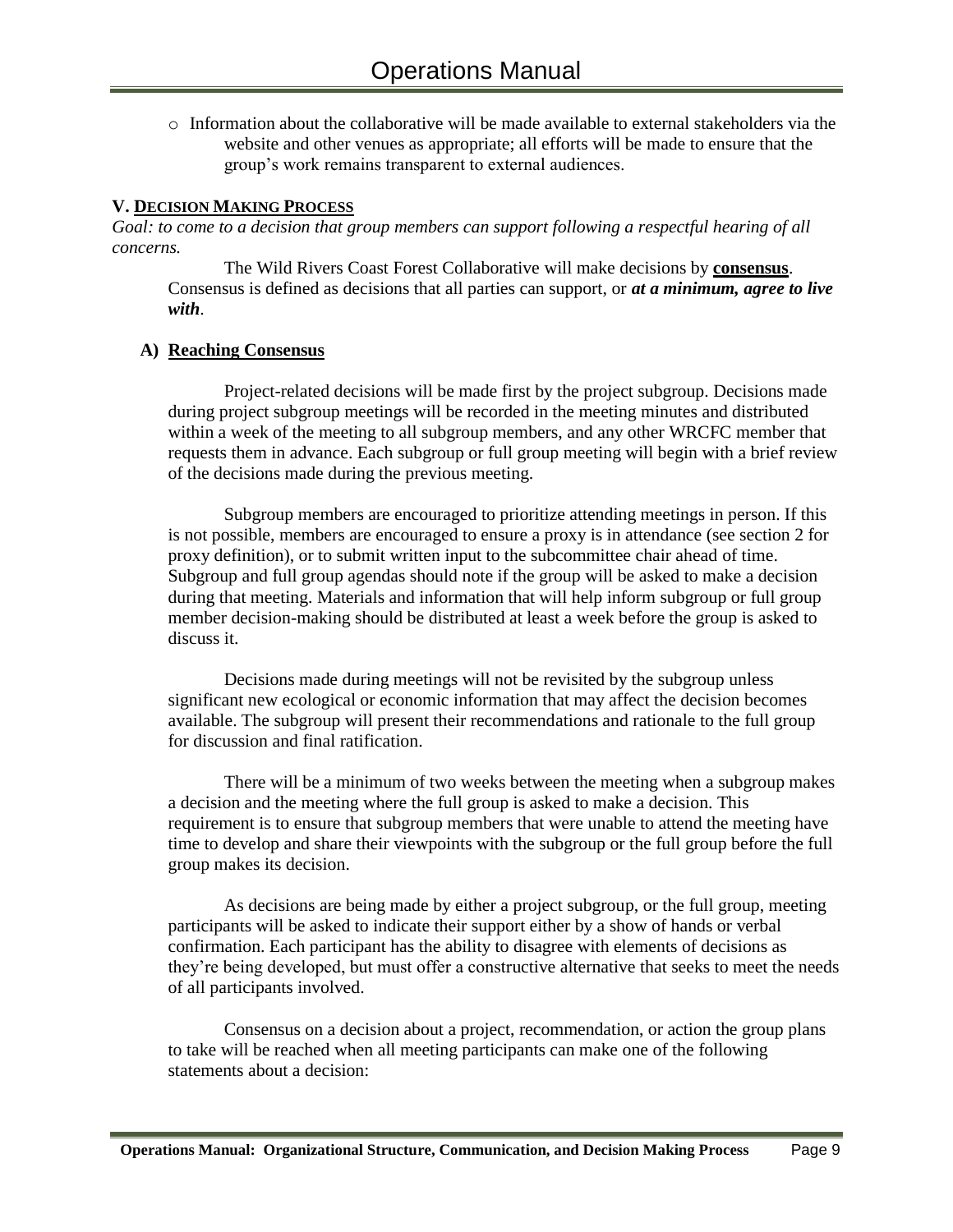- Information about the collaborative will be made available to external stakeholders via the website and other venues as appropriate; all efforts will be made to ensure that the group's work remains transparent to external audiences.

## V. DECISION MAKING PROCESS

*Goal: to come to a decision that group members can support following a respectful hearing of all concerns.*

The Wild Rivers Coast Forest Collaborative will make decisions by **consensus**. Consensus is defined as decisions that all parties can support, or ***at a minimum, agree to live with***.

### A) Reaching Consensus

Project-related decisions will be made first by the project subgroup. Decisions made during project subgroup meetings will be recorded in the meeting minutes and distributed within a week of the meeting to all subgroup members, and any other WRCFC member that requests them in advance. Each subgroup or full group meeting will begin with a brief review of the decisions made during the previous meeting.

Subgroup members are encouraged to prioritize attending meetings in person. If this is not possible, members are encouraged to ensure a proxy is in attendance (see section 2 for proxy definition), or to submit written input to the subcommittee chair ahead of time. Subgroup and full group agendas should note if the group will be asked to make a decision during that meeting. Materials and information that will help inform subgroup or full group member decision-making should be distributed at least a week before the group is asked to discuss it.

Decisions made during meetings will not be revisited by the subgroup unless significant new ecological or economic information that may affect the decision becomes available. The subgroup will present their recommendations and rationale to the full group for discussion and final ratification.

There will be a minimum of two weeks between the meeting when a subgroup makes a decision and the meeting where the full group is asked to make a decision. This requirement is to ensure that subgroup members that were unable to attend the meeting have time to develop and share their viewpoints with the subgroup or the full group before the full group makes its decision.

As decisions are being made by either a project subgroup, or the full group, meeting participants will be asked to indicate their support either by a show of hands or verbal confirmation. Each participant has the ability to disagree with elements of decisions as they're being developed, but must offer a constructive alternative that seeks to meet the needs of all participants involved.

Consensus on a decision about a project, recommendation, or action the group plans to take will be reached when all meeting participants can make one of the following statements about a decision: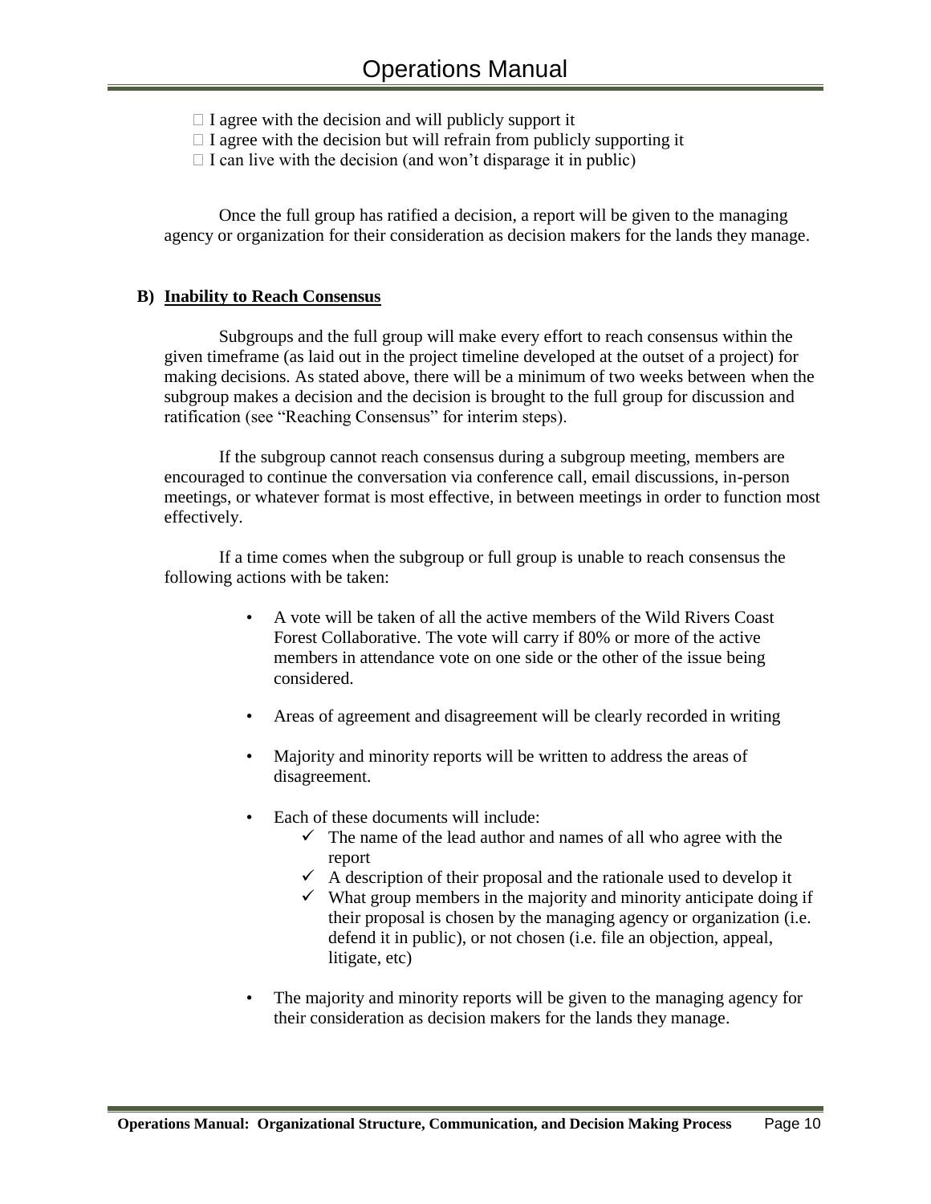- I agree with the decision and will publicly support it
- I agree with the decision but will refrain from publicly supporting it
- I can live with the decision (and won't disparage it in public)

Once the full group has ratified a decision, a report will be given to the managing agency or organization for their consideration as decision makers for the lands they manage.

### B) Inability to Reach Consensus

Subgroups and the full group will make every effort to reach consensus within the given timeframe (as laid out in the project timeline developed at the outset of a project) for making decisions. As stated above, there will be a minimum of two weeks between when the subgroup makes a decision and the decision is brought to the full group for discussion and ratification (see "Reaching Consensus" for interim steps).

If the subgroup cannot reach consensus during a subgroup meeting, members are encouraged to continue the conversation via conference call, email discussions, in-person meetings, or whatever format is most effective, in between meetings in order to function most effectively.

If a time comes when the subgroup or full group is unable to reach consensus the following actions with be taken:

- A vote will be taken of all the active members of the Wild Rivers Coast Forest Collaborative. The vote will carry if 80% or more of the active members in attendance vote on one side or the other of the issue being considered.
- Areas of agreement and disagreement will be clearly recorded in writing
- Majority and minority reports will be written to address the areas of disagreement.
- Each of these documents will include:
  - ✓ The name of the lead author and names of all who agree with the report
  - ✓ A description of their proposal and the rationale used to develop it
  - ✓ What group members in the majority and minority anticipate doing if their proposal is chosen by the managing agency or organization (i.e. defend it in public), or not chosen (i.e. file an objection, appeal, litigate, etc)
- The majority and minority reports will be given to the managing agency for their consideration as decision makers for the lands they manage.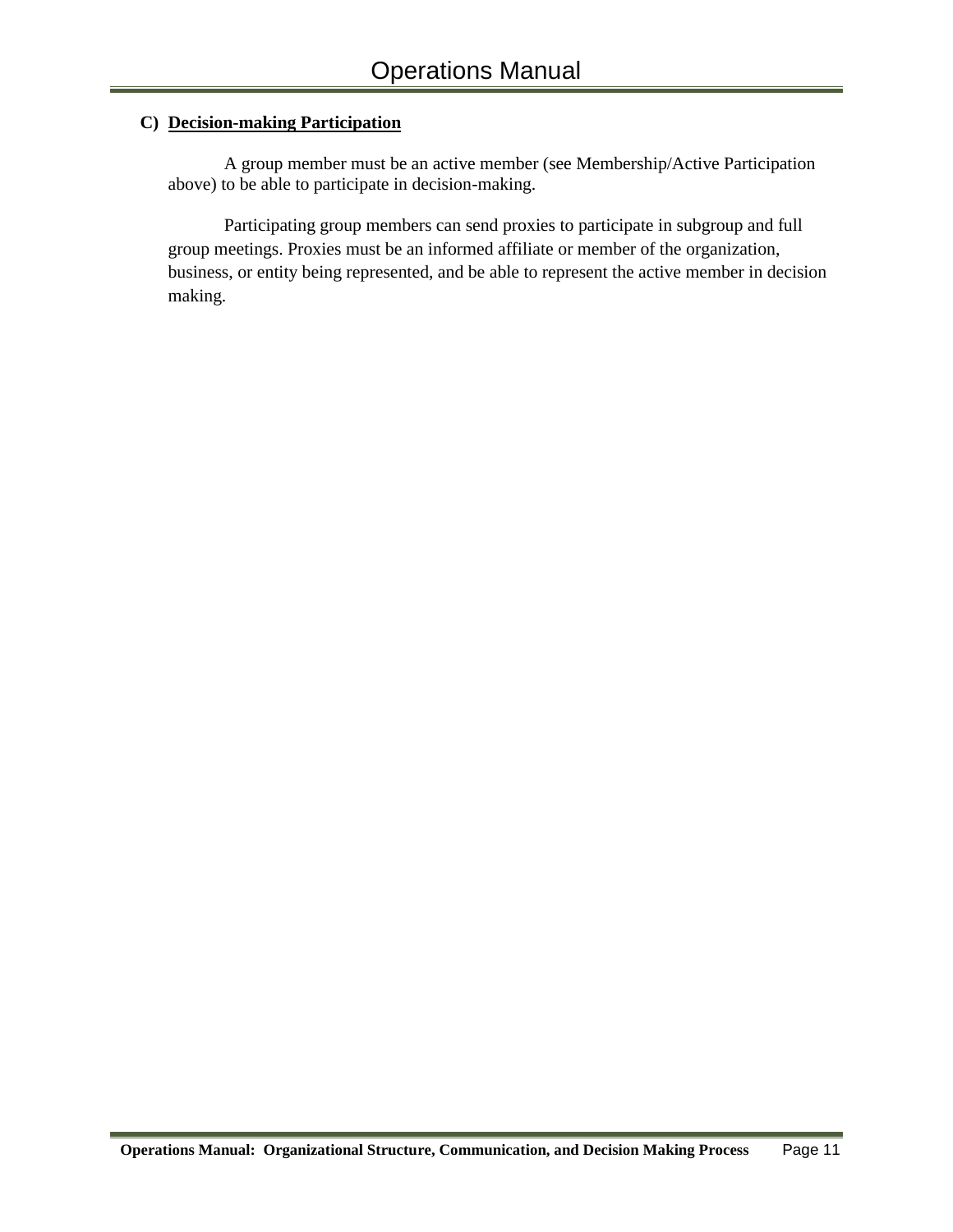### C) Decision-making Participation

A group member must be an active member (see Membership/Active Participation above) to be able to participate in decision-making.

Participating group members can send proxies to participate in subgroup and full group meetings. Proxies must be an informed affiliate or member of the organization, business, or entity being represented, and be able to represent the active member in decision making.